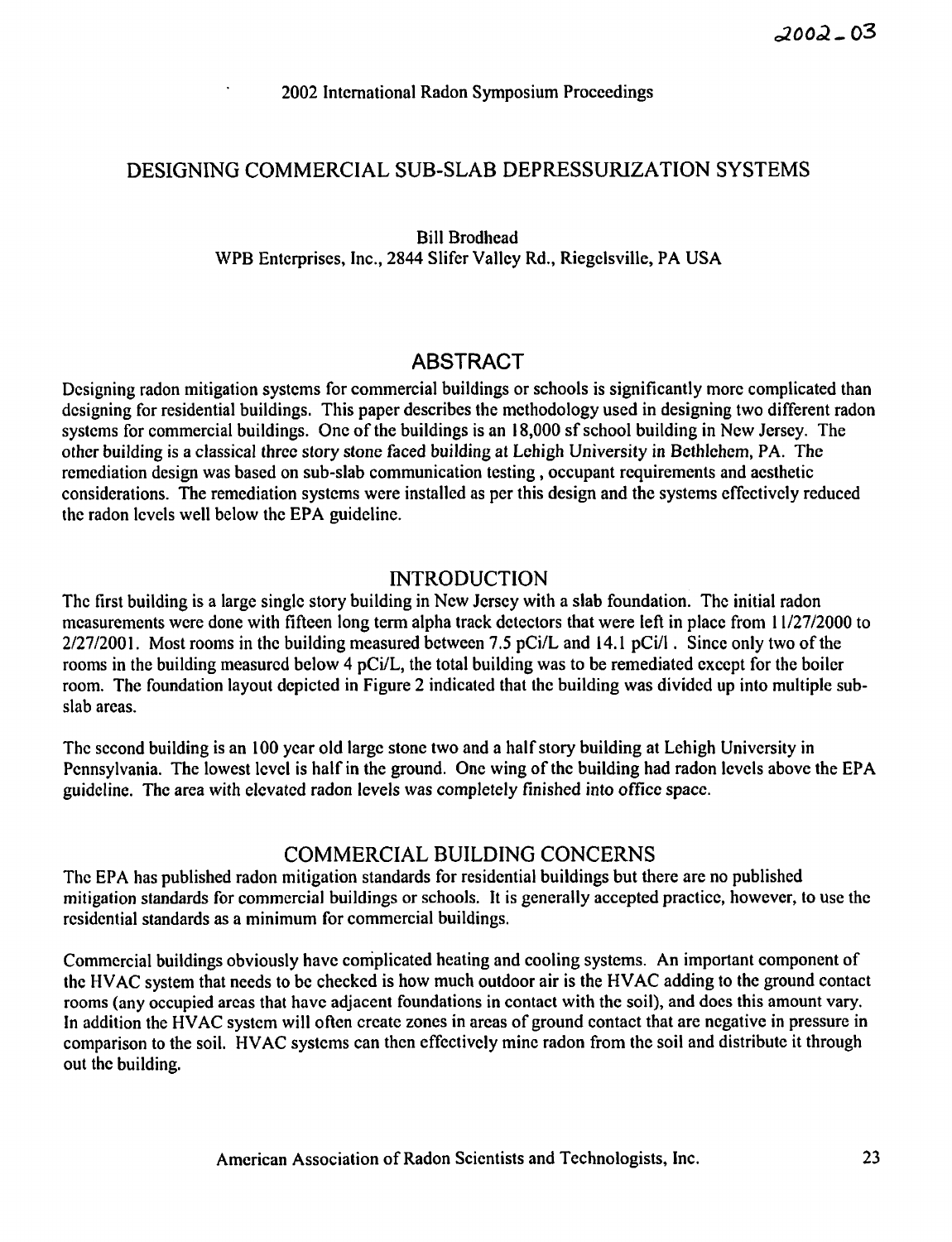2002-03

2002 International Radon Symposium Proceedings

# DESIGNING COMMERCIAL SUB-SLAB DEPRESSURIZATION SYSTEMS

Bill Brodhead
WPB Enterprises, Inc., 2844 Slifer Valley Rd., Riegelsville, PA USA

## ABSTRACT

Designing radon mitigation systems for commercial buildings or schools is significantly more complicated than designing for residential buildings. This paper describes the methodology used in designing two different radon systems for commercial buildings. One of the buildings is an 18,000 sf school building in New Jersey. The other building is a classical three story stone faced building at Lehigh University in Bethlehem, PA. The remediation design was based on sub-slab communication testing , occupant requirements and aesthetic considerations. The remediation systems were installed as per this design and the systems effectively reduced the radon levels well below the EPA guideline.

## INTRODUCTION

The first building is a large single story building in New Jersey with a slab foundation. The initial radon measurements were done with fifteen long term alpha track detectors that were left in place from 11/27/2000 to 2/27/2001. Most rooms in the building measured between 7.5 pCi/L and 14.1 pCi/l . Since only two of the rooms in the building measured below 4 pCi/L, the total building was to be remediated except for the boiler room. The foundation layout depicted in Figure 2 indicated that the building was divided up into multiple sub-slab areas.

The second building is an 100 year old large stone two and a half story building at Lehigh University in Pennsylvania. The lowest level is half in the ground. One wing of the building had radon levels above the EPA guideline. The area with elevated radon levels was completely finished into office space.

## COMMERCIAL BUILDING CONCERNS

The EPA has published radon mitigation standards for residential buildings but there are no published mitigation standards for commercial buildings or schools. It is generally accepted practice, however, to use the residential standards as a minimum for commercial buildings.

Commercial buildings obviously have complicated heating and cooling systems. An important component of the HVAC system that needs to be checked is how much outdoor air is the HVAC adding to the ground contact rooms (any occupied areas that have adjacent foundations in contact with the soil), and does this amount vary. In addition the HVAC system will often create zones in areas of ground contact that are negative in pressure in comparison to the soil. HVAC systems can then effectively mine radon from the soil and distribute it through out the building.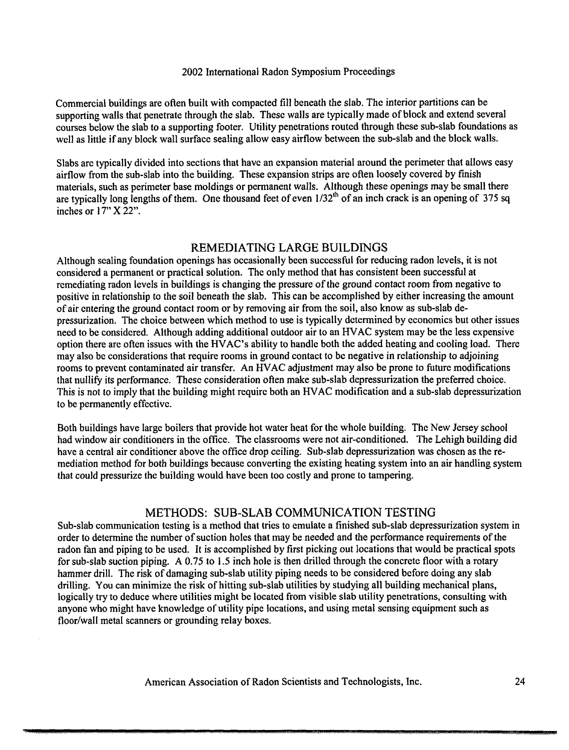Commercial buildings are often built with compacted fill beneath the slab. The interior partitions can be supporting walls that penetrate through the slab. These walls are typically made of block and extend several courses below the slab to a supporting footer. Utility penetrations routed through these sub-slab foundations as well as little if any block wall surface sealing allow easy airflow between the sub-slab and the block walls.

Slabs are typically divided into sections that have an expansion material around the perimeter that allows easy airflow from the sub-slab into the building. These expansion strips are often loosely covered by finish materials, such as perimeter base moldings or permanent walls. Although these openings may be small there are typically long lengths of them. One thousand feet of even 1/32$^{th}$ of an inch crack is an opening of 375 sq inches or 17" X 22".

## REMEDIATING LARGE BUILDINGS

Although sealing foundation openings has occasionally been successful for reducing radon levels, it is not considered a permanent or practical solution. The only method that has consistent been successful at remediating radon levels in buildings is changing the pressure of the ground contact room from negative to positive in relationship to the soil beneath the slab. This can be accomplished by either increasing the amount of air entering the ground contact room or by removing air from the soil, also know as sub-slab de-pressurization. The choice between which method to use is typically determined by economics but other issues need to be considered. Although adding additional outdoor air to an HVAC system may be the less expensive option there are often issues with the HVAC's ability to handle both the added heating and cooling load. There may also be considerations that require rooms in ground contact to be negative in relationship to adjoining rooms to prevent contaminated air transfer. An HVAC adjustment may also be prone to future modifications that nullify its performance. These consideration often make sub-slab depressurization the preferred choice. This is not to imply that the building might require both an HVAC modification and a sub-slab depressurization to be permanently effective.

Both buildings have large boilers that provide hot water heat for the whole building. The New Jersey school had window air conditioners in the office. The classrooms were not air-conditioned. The Lehigh building did have a central air conditioner above the office drop ceiling. Sub-slab depressurization was chosen as the re-mediation method for both buildings because converting the existing heating system into an air handling system that could pressurize the building would have been too costly and prone to tampering.

## METHODS: SUB-SLAB COMMUNICATION TESTING

Sub-slab communication testing is a method that tries to emulate a finished sub-slab depressurization system in order to determine the number of suction holes that may be needed and the performance requirements of the radon fan and piping to be used. It is accomplished by first picking out locations that would be practical spots for sub-slab suction piping. A 0.75 to 1.5 inch hole is then drilled through the concrete floor with a rotary hammer drill. The risk of damaging sub-slab utility piping needs to be considered before doing any slab drilling. You can minimize the risk of hitting sub-slab utilities by studying all building mechanical plans, logically try to deduce where utilities might be located from visible slab utility penetrations, consulting with anyone who might have knowledge of utility pipe locations, and using metal sensing equipment such as floor/wall metal scanners or grounding relay boxes.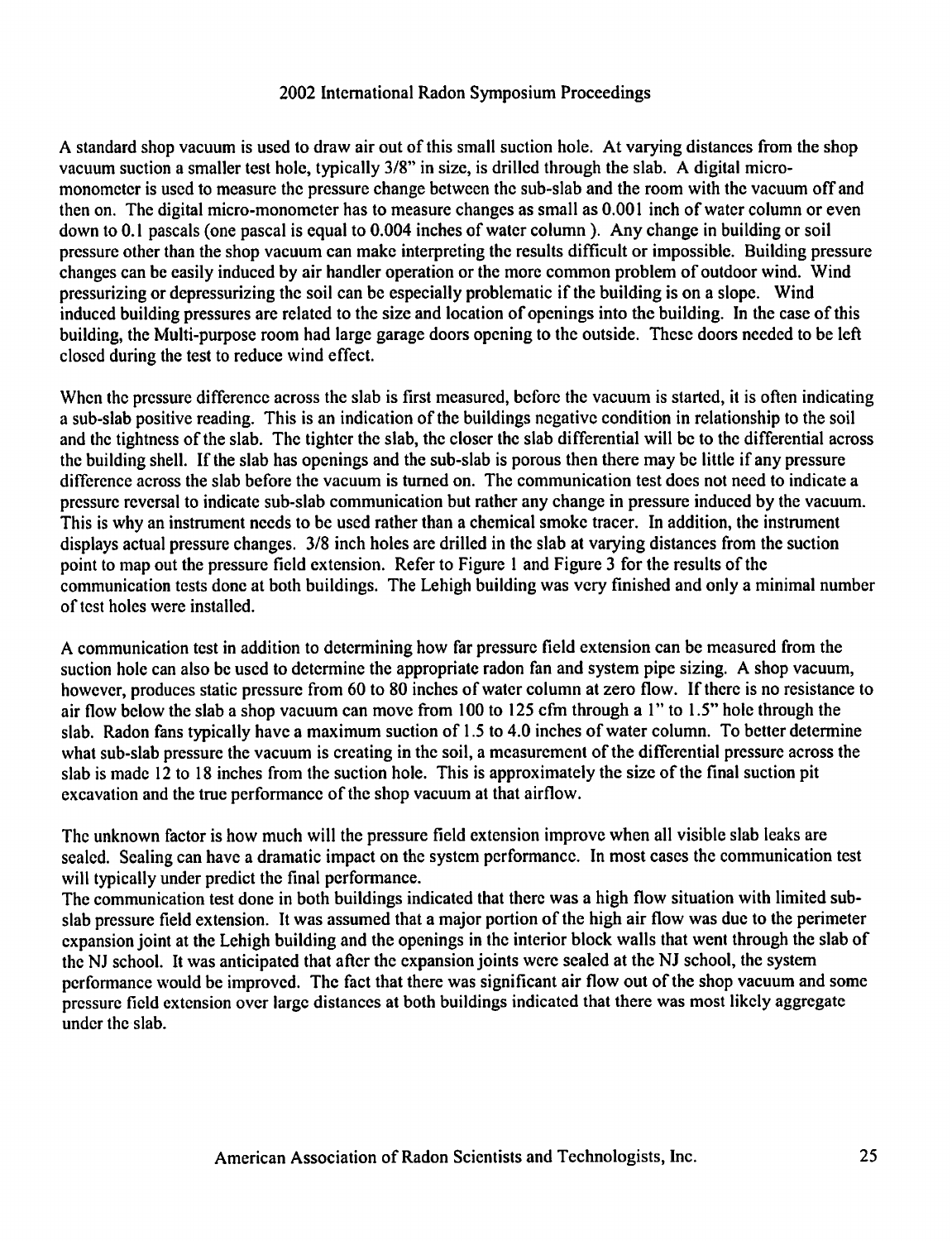A standard shop vacuum is used to draw air out of this small suction hole. At varying distances from the shop vacuum suction a smaller test hole, typically 3/8" in size, is drilled through the slab. A digital micro-monometer is used to measure the pressure change between the sub-slab and the room with the vacuum off and then on. The digital micro-monometer has to measure changes as small as 0.001 inch of water column or even down to 0.1 pascals (one pascal is equal to 0.004 inches of water column ). Any change in building or soil pressure other than the shop vacuum can make interpreting the results difficult or impossible. Building pressure changes can be easily induced by air handler operation or the more common problem of outdoor wind. Wind pressurizing or depressurizing the soil can be especially problematic if the building is on a slope. Wind induced building pressures are related to the size and location of openings into the building. In the case of this building, the Multi-purpose room had large garage doors opening to the outside. These doors needed to be left closed during the test to reduce wind effect.

When the pressure difference across the slab is first measured, before the vacuum is started, it is often indicating a sub-slab positive reading. This is an indication of the buildings negative condition in relationship to the soil and the tightness of the slab. The tighter the slab, the closer the slab differential will be to the differential across the building shell. If the slab has openings and the sub-slab is porous then there may be little if any pressure difference across the slab before the vacuum is turned on. The communication test does not need to indicate a pressure reversal to indicate sub-slab communication but rather any change in pressure induced by the vacuum. This is why an instrument needs to be used rather than a chemical smoke tracer. In addition, the instrument displays actual pressure changes. 3/8 inch holes are drilled in the slab at varying distances from the suction point to map out the pressure field extension. Refer to Figure 1 and Figure 3 for the results of the communication tests done at both buildings. The Lehigh building was very finished and only a minimal number of test holes were installed.

A communication test in addition to determining how far pressure field extension can be measured from the suction hole can also be used to determine the appropriate radon fan and system pipe sizing. A shop vacuum, however, produces static pressure from 60 to 80 inches of water column at zero flow. If there is no resistance to air flow below the slab a shop vacuum can move from 100 to 125 cfm through a 1" to 1.5" hole through the slab. Radon fans typically have a maximum suction of 1.5 to 4.0 inches of water column. To better determine what sub-slab pressure the vacuum is creating in the soil, a measurement of the differential pressure across the slab is made 12 to 18 inches from the suction hole. This is approximately the size of the final suction pit excavation and the true performance of the shop vacuum at that airflow.

The unknown factor is how much will the pressure field extension improve when all visible slab leaks are sealed. Sealing can have a dramatic impact on the system performance. In most cases the communication test will typically under predict the final performance.

The communication test done in both buildings indicated that there was a high flow situation with limited sub-slab pressure field extension. It was assumed that a major portion of the high air flow was due to the perimeter expansion joint at the Lehigh building and the openings in the interior block walls that went through the slab of the NJ school. It was anticipated that after the expansion joints were sealed at the NJ school, the system performance would be improved. The fact that there was significant air flow out of the shop vacuum and some pressure field extension over large distances at both buildings indicated that there was most likely aggregate under the slab.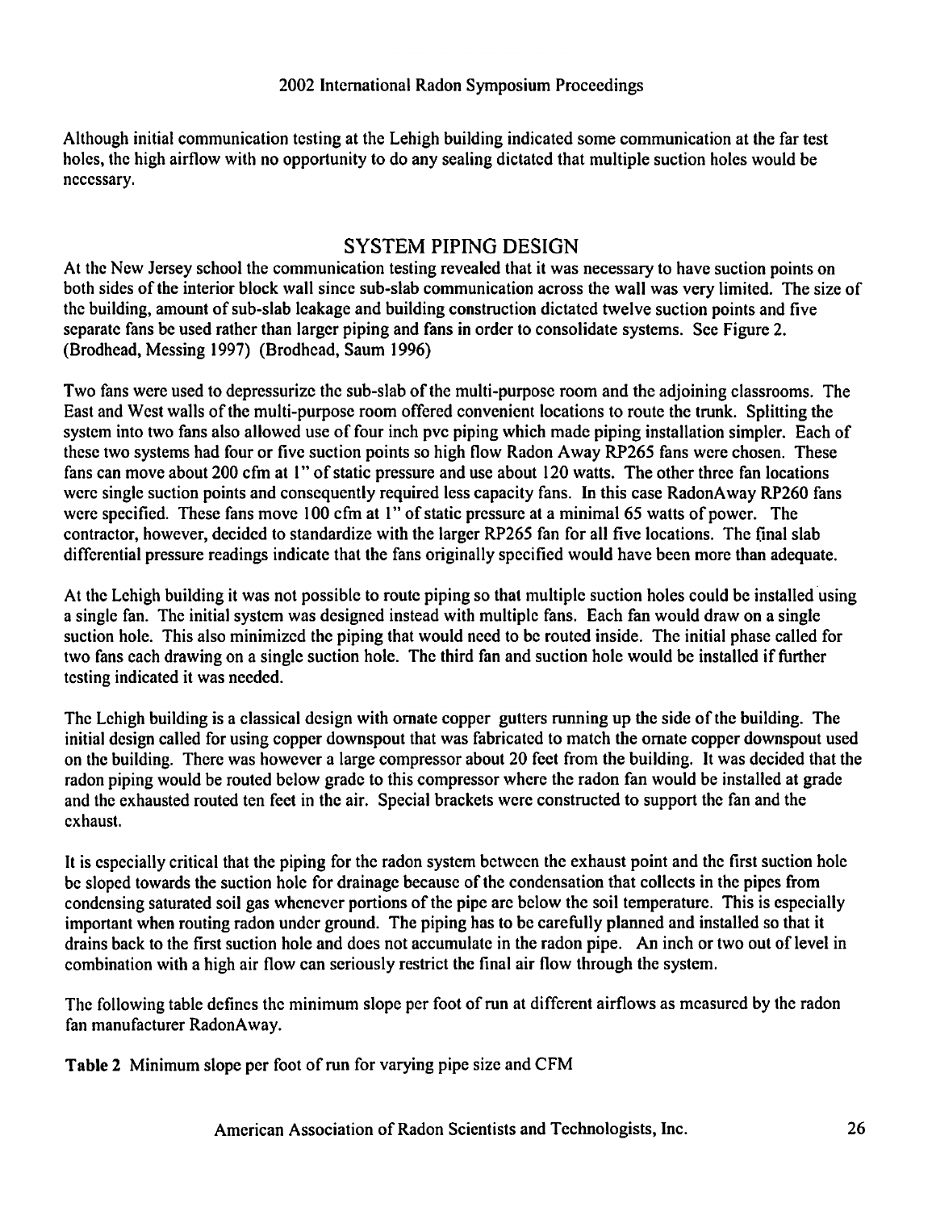Although initial communication testing at the Lehigh building indicated some communication at the far test holes, the high airflow with no opportunity to do any sealing dictated that multiple suction holes would be necessary.

## SYSTEM PIPING DESIGN

At the New Jersey school the communication testing revealed that it was necessary to have suction points on both sides of the interior block wall since sub-slab communication across the wall was very limited. The size of the building, amount of sub-slab leakage and building construction dictated twelve suction points and five separate fans be used rather than larger piping and fans in order to consolidate systems. See Figure 2. (Brodhead, Messing 1997) (Brodhead, Saum 1996)

Two fans were used to depressurize the sub-slab of the multi-purpose room and the adjoining classrooms. The East and West walls of the multi-purpose room offered convenient locations to route the trunk. Splitting the system into two fans also allowed use of four inch pvc piping which made piping installation simpler. Each of these two systems had four or five suction points so high flow Radon Away RP265 fans were chosen. These fans can move about 200 cfm at 1" of static pressure and use about 120 watts. The other three fan locations were single suction points and consequently required less capacity fans. In this case RadonAway RP260 fans were specified. These fans move 100 cfm at 1" of static pressure at a minimal 65 watts of power. The contractor, however, decided to standardize with the larger RP265 fan for all five locations. The final slab differential pressure readings indicate that the fans originally specified would have been more than adequate.

At the Lehigh building it was not possible to route piping so that multiple suction holes could be installed using a single fan. The initial system was designed instead with multiple fans. Each fan would draw on a single suction hole. This also minimized the piping that would need to be routed inside. The initial phase called for two fans each drawing on a single suction hole. The third fan and suction hole would be installed if further testing indicated it was needed.

The Lehigh building is a classical design with ornate copper gutters running up the side of the building. The initial design called for using copper downspout that was fabricated to match the ornate copper downspout used on the building. There was however a large compressor about 20 feet from the building. It was decided that the radon piping would be routed below grade to this compressor where the radon fan would be installed at grade and the exhausted routed ten feet in the air. Special brackets were constructed to support the fan and the exhaust.

It is especially critical that the piping for the radon system between the exhaust point and the first suction hole be sloped towards the suction hole for drainage because of the condensation that collects in the pipes from condensing saturated soil gas whenever portions of the pipe are below the soil temperature. This is especially important when routing radon under ground. The piping has to be carefully planned and installed so that it drains back to the first suction hole and does not accumulate in the radon pipe. An inch or two out of level in combination with a high air flow can seriously restrict the final air flow through the system.

The following table defines the minimum slope per foot of run at different airflows as measured by the radon fan manufacturer RadonAway.

**Table 2** Minimum slope per foot of run for varying pipe size and CFM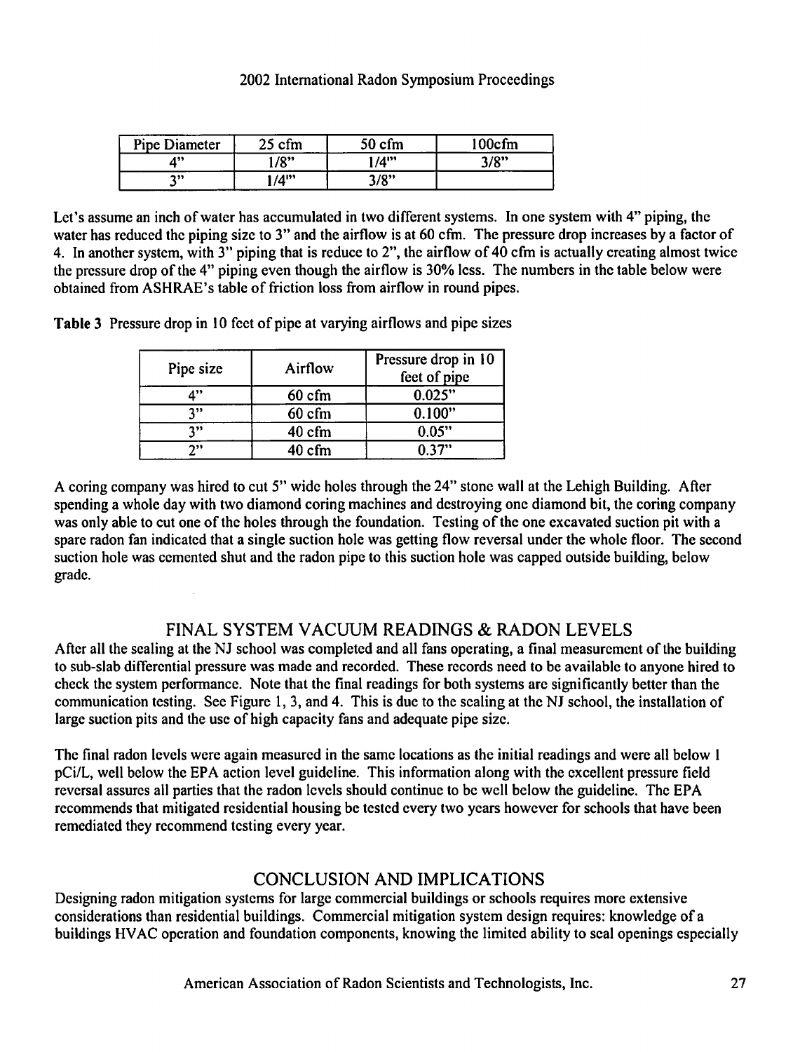| Pipe Diameter | 25 cfm | 50 cfm | 100cfm |
| --- | --- | --- | --- |
| 4" | 1/8" | 1/4"' | 3/8" |
| 3" | 1/4"' | 3/8" | |

Let's assume an inch of water has accumulated in two different systems. In one system with 4" piping, the water has reduced the piping size to 3" and the airflow is at 60 cfm. The pressure drop increases by a factor of 4. In another system, with 3" piping that is reduce to 2", the airflow of 40 cfm is actually creating almost twice the pressure drop of the 4" piping even though the airflow is 30% less. The numbers in the table below were obtained from ASHRAE's table of friction loss from airflow in round pipes.

**Table 3** Pressure drop in 10 feet of pipe at varying airflows and pipe sizes

| Pipe size | Airflow | Pressure drop in 10 feet of pipe |
| --- | --- | --- |
| 4" | 60 cfm | 0.025" |
| 3" | 60 cfm | 0.100" |
| 3" | 40 cfm | 0.05" |
| 2" | 40 cfm | 0.37" |

A coring company was hired to cut 5" wide holes through the 24" stone wall at the Lehigh Building. After spending a whole day with two diamond coring machines and destroying one diamond bit, the coring company was only able to cut one of the holes through the foundation. Testing of the one excavated suction pit with a spare radon fan indicated that a single suction hole was getting flow reversal under the whole floor. The second suction hole was cemented shut and the radon pipe to this suction hole was capped outside building, below grade.

## FINAL SYSTEM VACUUM READINGS & RADON LEVELS

After all the sealing at the NJ school was completed and all fans operating, a final measurement of the building to sub-slab differential pressure was made and recorded. These records need to be available to anyone hired to check the system performance. Note that the final readings for both systems are significantly better than the communication testing. See Figure 1, 3, and 4. This is due to the sealing at the NJ school, the installation of large suction pits and the use of high capacity fans and adequate pipe size.

The final radon levels were again measured in the same locations as the initial readings and were all below 1 pCi/L, well below the EPA action level guideline. This information along with the excellent pressure field reversal assures all parties that the radon levels should continue to be well below the guideline. The EPA recommends that mitigated residential housing be tested every two years however for schools that have been remediated they recommend testing every year.

## CONCLUSION AND IMPLICATIONS

Designing radon mitigation systems for large commercial buildings or schools requires more extensive considerations than residential buildings. Commercial mitigation system design requires: knowledge of a buildings HVAC operation and foundation components, knowing the limited ability to seal openings especially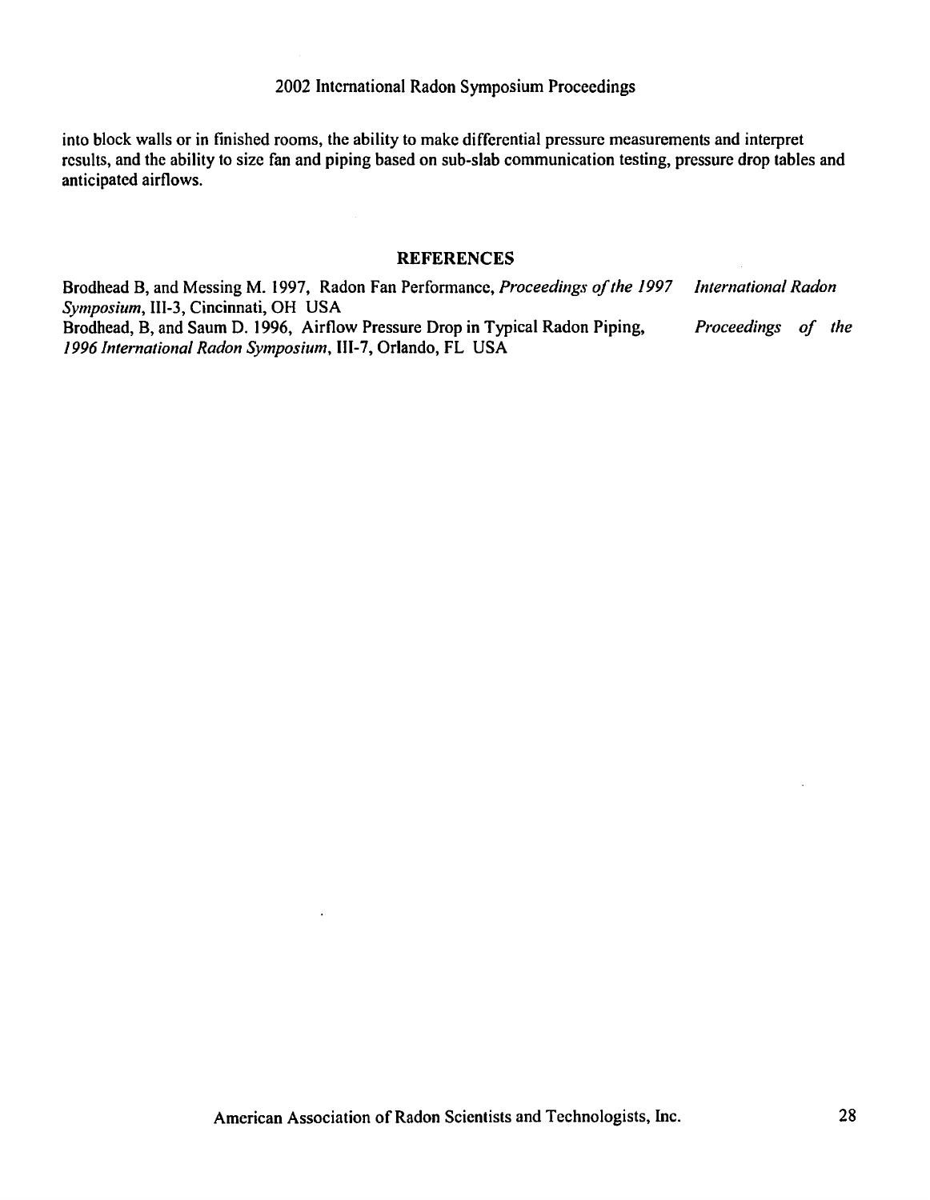into block walls or in finished rooms, the ability to make differential pressure measurements and interpret results, and the ability to size fan and piping based on sub-slab communication testing, pressure drop tables and anticipated airflows.

## REFERENCES

Brodhead B, and Messing M. 1997, Radon Fan Performance, *Proceedings of the 1997 International Radon Symposium*, III-3, Cincinnati, OH USA

Brodhead, B, and Saum D. 1996, Airflow Pressure Drop in Typical Radon Piping, *Proceedings of the 1996 International Radon Symposium*, III-7, Orlando, FL USA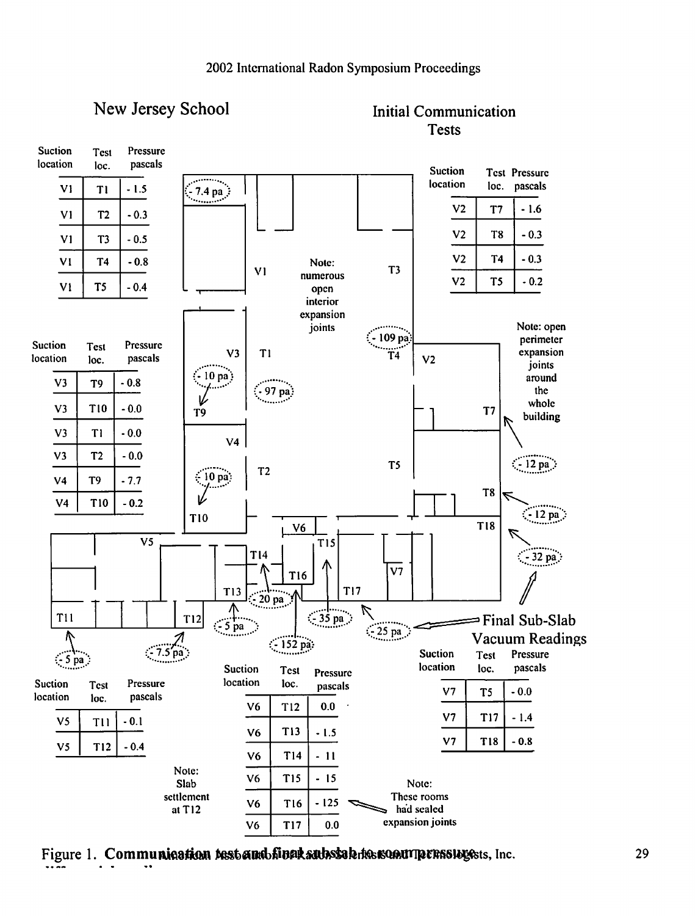## New Jersey School

### Initial Communication Tests

| Suction location | Test loc. | Pressure pascals |
|---|---|---|
| V1 | T1 | - 1.5 |
| V1 | T2 | - 0.3 |
| V1 | T3 | - 0.5 |
| V1 | T4 | - 0.8 |
| V1 | T5 | - 0.4 |

| Suction location | Test loc. | Pressure pascals |
|---|---|---|
| V2 | T7 | - 1.6 |
| V2 | T8 | - 0.3 |
| V2 | T4 | - 0.3 |
| V2 | T5 | - 0.2 |

| Suction location | Test loc. | Pressure pascals |
|---|---|---|
| V3 | T9 | - 0.8 |
| V3 | T10 | - 0.0 |
| V3 | T1 | - 0.0 |
| V3 | T2 | - 0.0 |
| V4 | T9 | - 7.7 |
| V4 | T10 | - 0.2 |

Note: numerous open interior expansion joints

Note: open perimeter expansion joints around the whole building

Final Sub-Slab Vacuum Readings: T1 -97 pa; T4 -109 pa; T9 -10 pa; T10 -10 pa; -7.4 pa; T7 -12 pa; T8 -12 pa; T18 -32 pa; T11 -5 pa; T12 -7.5 pa; T13 -5 pa; T14 -20 pa; T16 -152 pa; T15 -35 pa; T17 -25 pa

| Suction location | Test loc. | Pressure pascals |
|---|---|---|
| V5 | T11 | - 0.1 |
| V5 | T12 | - 0.4 |

Note: Slab settlement at T12

| Suction location | Test loc. | Pressure pascals |
|---|---|---|
| V6 | T12 | 0.0 |
| V6 | T13 | - 1.5 |
| V6 | T14 | - 11 |
| V6 | T15 | - 15 |
| V6 | T16 | - 125 |
| V6 | T17 | 0.0 |

Note: These rooms had sealed expansion joints

| Suction location | Test loc. | Pressure pascals |
|---|---|---|
| V7 | T5 | - 0.0 |
| V7 | T17 | - 1.4 |
| V7 | T18 | - 0.8 |

Figure 1. Communication test and final subslab to room pressure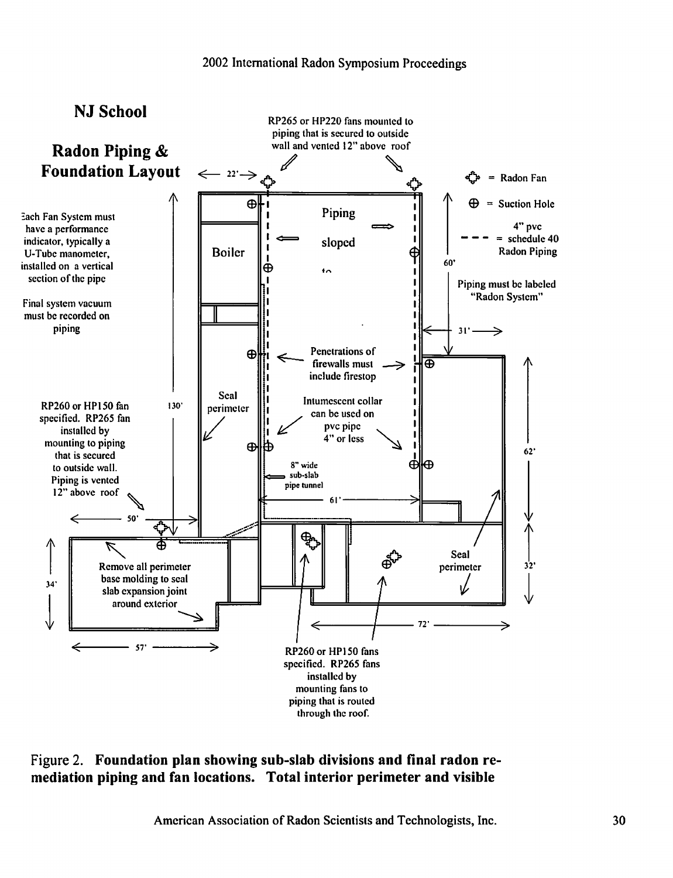## NJ School

## Radon Piping & Foundation Layout

RP265 or HP220 fans mounted to piping that is secured to outside wall and vented 12" above roof

= Radon Fan

⊕ = Suction Hole

- - - = 4" pvc schedule 40 Radon Piping

Piping must be labeled "Radon System"

Each Fan System must have a performance indicator, typically a U-Tube manometer, installed on a vertical section of the pipe

Final system vacuum must be recorded on piping

Boiler

Piping sloped to

Penetrations of firewalls must include firestop

Intumescent collar can be used on pvc pipe 4" or less

Seal perimeter

8" wide sub-slab pipe tunnel

RP260 or HP150 fan specified. RP265 fan installed by mounting to piping that is secured to outside wall. Piping is vented 12" above roof

Remove all perimeter base molding to seal slab expansion joint around exterior

Seal perimeter

RP260 or HP150 fans specified. RP265 fans installed by mounting fans to piping that is routed through the roof.

22' | 60' | 31' | 130' | 61' | 62' | 50' | 32' | 34' | 57' | 72'

Figure 2. **Foundation plan showing sub-slab divisions and final radon remediation piping and fan locations. Total interior perimeter and visible**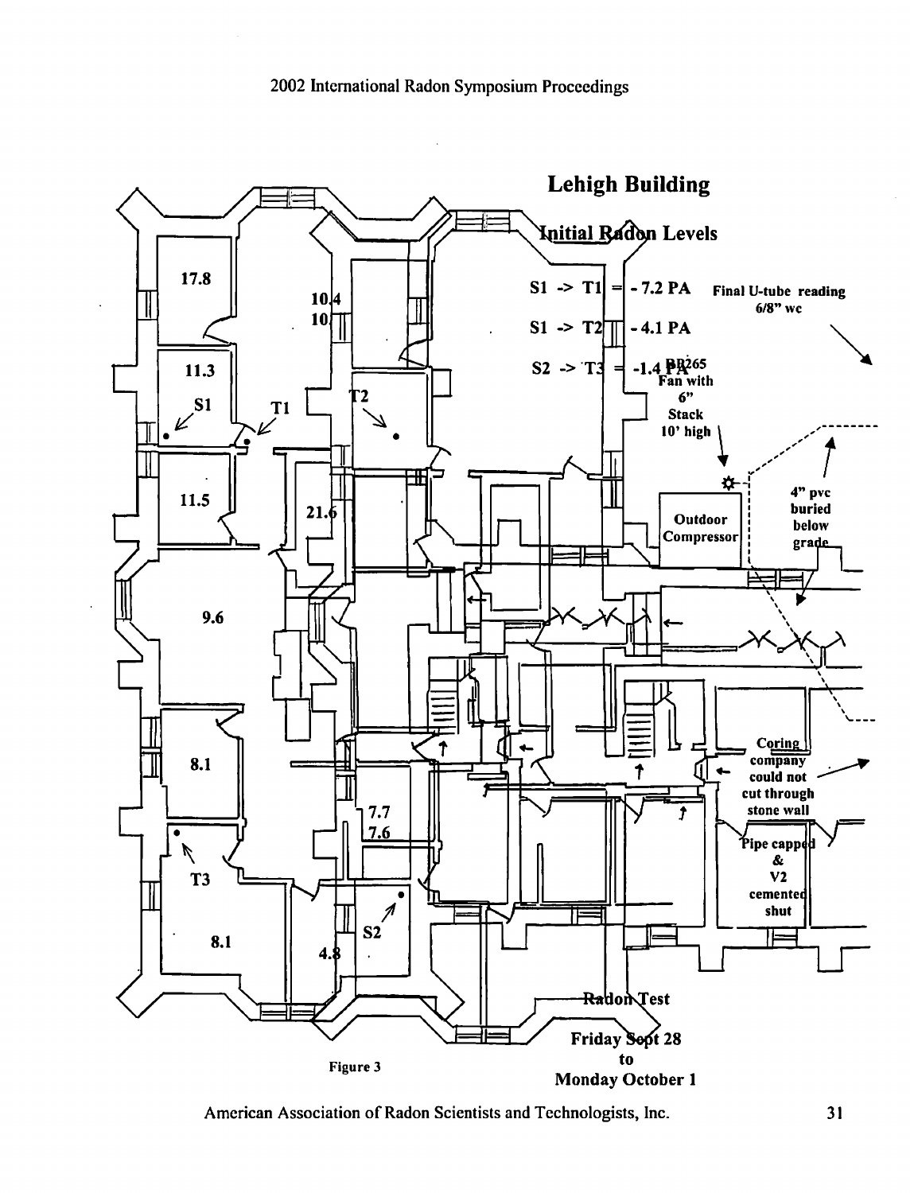Lehigh Building

Initial Radon Levels

S1 -> T1 = - 7.2 PA

S1 -> T2 = - 4.1 PA

S2 -> T3 = -1.4 PA

Final U-tube reading 6/8" wc

RB265 Fan with 6" Stack 10' high

4" pvc buried below grade

Outdoor Compressor

Coring company could not cut through stone wall

Pipe capped & V2 cemented shut

17.8

11.3

11.5

10.4

10

21.6

9.6

8.1

8.1

7.7

7.6

4.8

S1

T1

T2

T3

S2

Radon Test

Friday Sept 28 to Monday October 1

Figure 3